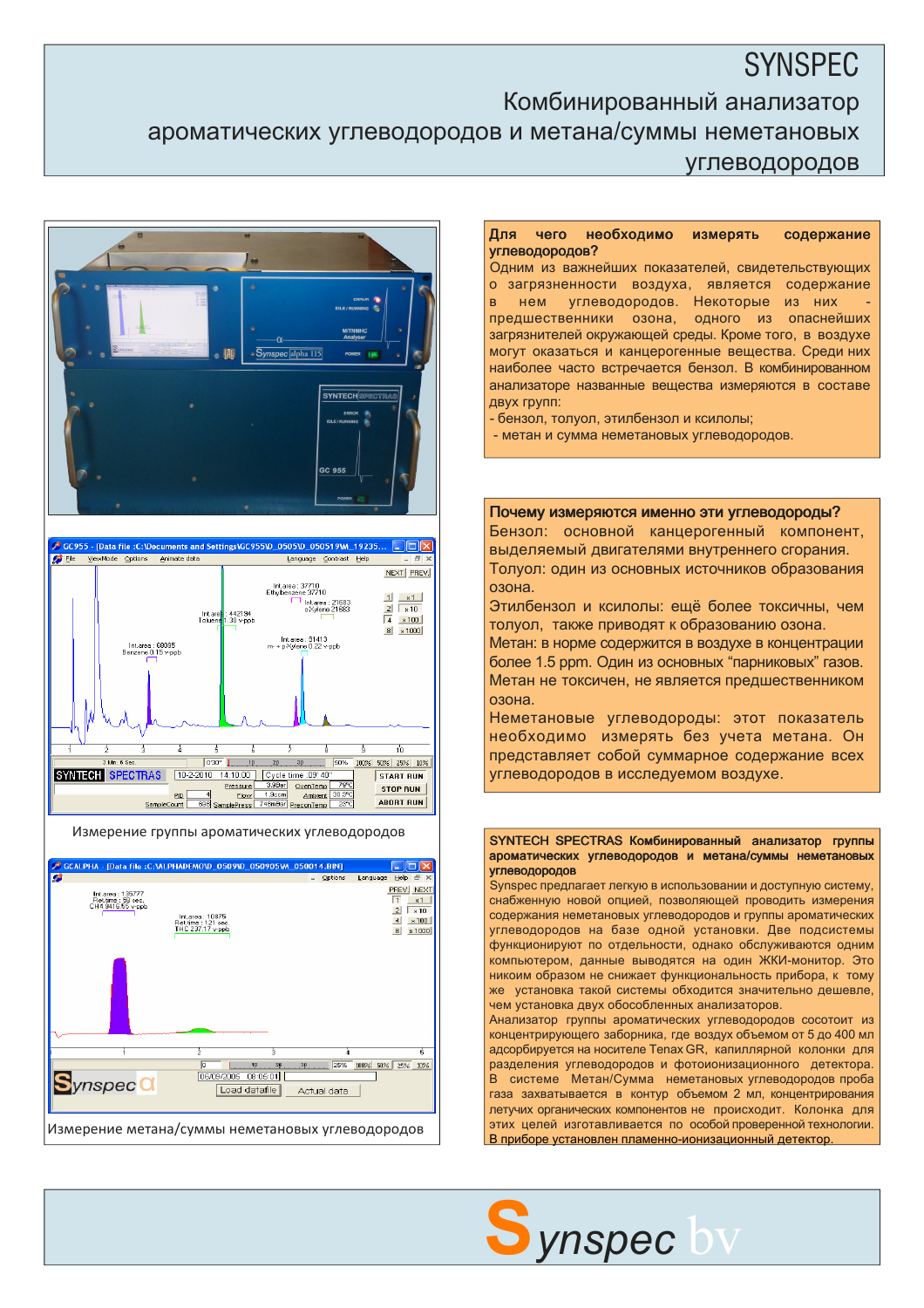# SYNSPEC

## Комбинированный анализатор ароматических углеводородов и метана/суммы неметановых углеводородов

Измерение группы ароматических углеводородов

Измерение метана/суммы неметановых углеводородов

**Для чего необходимо измерять содержание углеводородов?**

Одним из важнейших показателей, свидетельствующих о загрязненности воздуха, является содержание в нем углеводородов. Некоторые из них - предшественники озона, одного из опаснейших загрязнителей окружающей среды. Кроме того, в воздухе могут оказаться и канцерогенные вещества. Среди них наиболее часто встречается бензол. В комбинированном анализаторе названные вещества измеряются в составе двух групп:

- бензол, толуол, этилбензен и ксилолы;
- метан и сумма неметановых углеводородов.

**Почему измеряются именно эти углеводороды?**

Бензол: основной канцерогенный компонент, выделяемый двигателями внутреннего сгорания.

Толуол: один из основных источников образования озона.

Этилбензол и ксилолы: ещё более токсичны, чем толуол, также приводят к образованию озона.

Метан: В норме содержится в воздухе в концентрации более 1.5 ppm. Один из основных “парниковых” газов. Метан не токсичен, не является предшественником озона.

Неметановые углеводороды: этот показатель необходимо измерять без учета метана. Он представляет собой суммарное содержание всех углеводородов в исследуемом воздухе.

**SYNTECH SPECTRAS Комбинированный анализатор группы ароматических углеводородов и метана/суммы неметановых углеводородов**

Synspec предлагает легкую в использовании и доступную систему, снабженную новой опцией, позволяющей проводить измерения содержания неметановых углеводородов и группы ароматических углеводородов на базе одной установки. Две подсистемы функционируют по отдельности, однако обслуживаются одним компьютером, данные выводятся на один ЖКИ-монитор. Это никоим образом не снижает функциональность прибора, к тому же установка такой системы обходится значительно дешевле, чем установка двух обособленных анализаторов.

Анализатор группы ароматических углеводородов сосотоит из концентрирующего заборника, где воздух объемом от 5 до 400 мл адсорбируется на носителе Tenax GR, капиллярной колонки для разделения углеводородов и фотоионизационного детектора. В системе Метан/Сумма неметановых углеводородов проба газа захватывается в контур объемом 2 мл, концентрирования летучих органических компонентов не происходит. Колонка для этих целей изготавливается по особой проверенной технологии. В приборе установлен пламенно-ионизационный детектор.

**Synspec bv**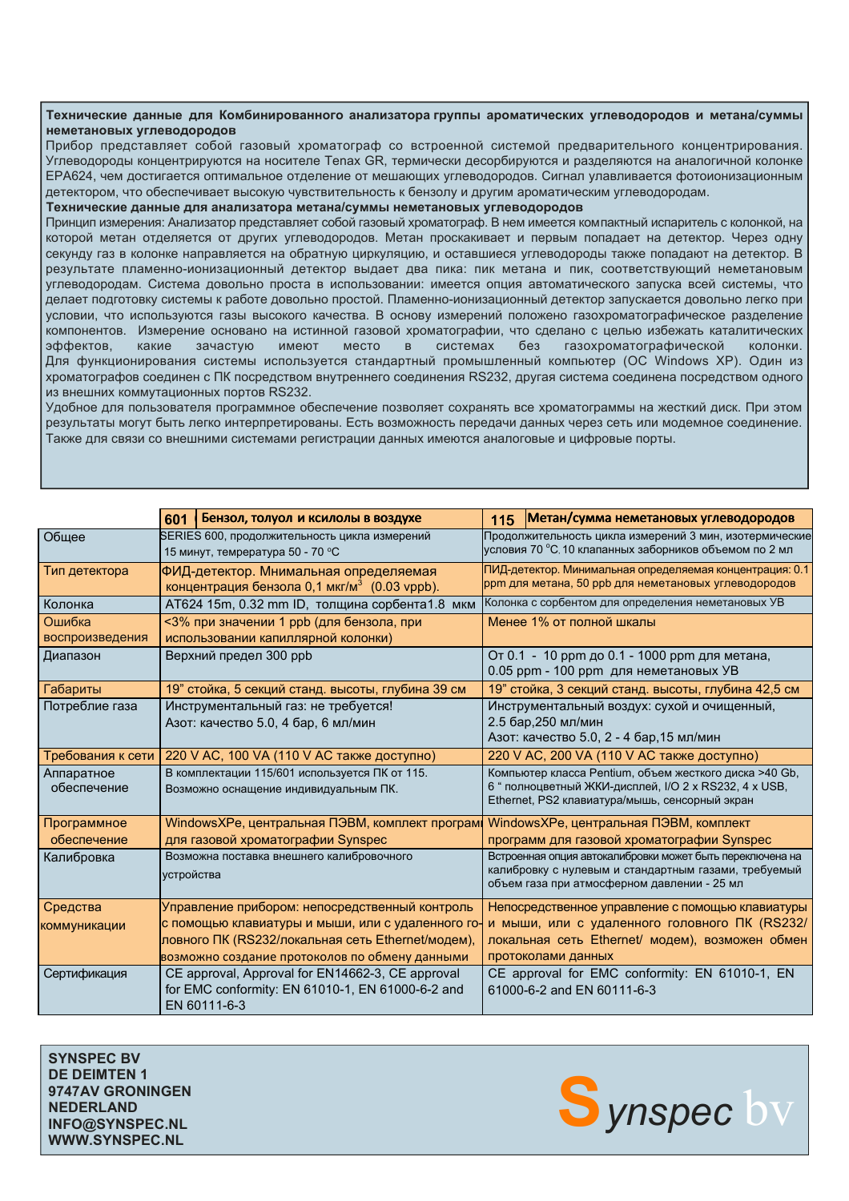**Технические данные для Комбинированного анализатора группы ароматических углеводородов и метана/суммы неметановых углеводородов**

Прибор представляет собой газовый хроматограф со встроенной системой предварительного концентрирования. Углеводороды концентрируются на носителе Tenax GR, термически десорбируются и разделяются на аналогичной колонке EPA624, чем достигается оптимальное отделение от мешающих углеводородов. Сигнал улавливается фотоионизационным детектором, что обеспечивает высокую чувствительность к бензолу и другим ароматическим углеводородам.

**Технические данные для анализатора метана/суммы неметановых углеводородов**

Принцип измерения: Анализатор представляет собой газовый хроматограф. В нем имеется компактный испаритель с колонкой, на которой метан отделяется от других углеводородов. Метан проскакивает и первым попадает на детектор. Через одну секунду газ в колонке направляется на обратную циркуляцию, и оставшиеся углеводороды также попадают на детектор. В результате пламенно-ионизационный детектор выдает два пика: пик метана и пик, соответствующий неметановым углеводородам. Система довольно проста в использовании: имеется опция автоматического запуска всей системы, что делает подготовку системы к работе довольно простой. Пламенно-ионизационный детектор запускается довольно легко при условии, что используются газы высокого качества. В основу измерений положено газохроматографическое разделение компонентов. Измерение основано на истинной газовой хроматографии, что сделано с целью избежать каталитических эффектов, какие зачастую имеют место в системах без газохроматографической колонки. Для функционирования системы используется стандартный промышленный компьютер (ОС Windows XP). Один из хроматографов соединен с ПК посредством внутреннего соединения RS232, другая система соединена посредством одного из внешних коммутационных портов RS232.

Удобное для пользователя программное обеспечение позволяет сохранять все хроматограммы на жесткий диск. При этом результаты могут быть легко интерпретированы. Есть возможность передачи данных через сеть или модемное соединение. Также для связи со внешними системами регистрации данных имеются аналоговые и цифровые порты.

| | **601 Бензол, толуол и ксилолы в воздухе** | **115 Метан/сумма неметановых углеводородов** |
|---|---|---|
| Общее | SERIES 600, продолжительность цикла измерений 15 минут, температура 50 - 70 °C | Продолжительность цикла измерений 3 мин, изотермические условия 70 °C. 10 клапанных заборников объемом по 2 мл |
| Тип детектора | ФИД-детектор. Минимальная определяемая концентрация бензола 0,1 мкг/м$^3$ (0.03 vppb). | ПИД-детектор. Минимальная определяемая концентрация: 0.1 ppm для метана, 50 ppb для неметановых углеводородов |
| Колонка | AT624 15m, 0.32 mm ID, толщина сорбента 1.8 мкм | Колонка с сорбентом для определения неметановых УВ |
| Ошибка воспроизведения | <3% при значении 1 ppb (для бензола, при использовании капиллярной колонки) | Менее 1% от полной шкалы |
| Диапазон | Верхний предел 300 ppb | От 0.1 - 10 ppm до 0.1 - 1000 ppm для метана, 0.05 ppm - 100 ppm для неметановых УВ |
| Габариты | 19" стойка, 5 секций станд. высоты, глубина 39 см | 19" стойка, 3 секций станд. высоты, глубина 42,5 см |
| Потребление газа | Инструментальный газ: не требуется! Азот: качество 5.0, 4 бар, 6 мл/мин | Инструментальный воздух: сухой и очищенный, 2.5 бар,250 мл/мин Азот: качество 5.0, 2 - 4 бар,15 мл/мин |
| Требования к сети | 220 V AC, 100 VA (110 V AC также доступно) | 220 V AC, 200 VA (110 V AC также доступно) |
| Аппаратное обеспечение | В комплектации 115/601 используется ПК от 115. Возможно оснащение индивидуальным ПК. | Компьютер класса Pentium, объем жесткого диска >40 Gb, 6 " полноцветный ЖКИ-дисплей, I/O 2 x RS232, 4 x USB, Ethernet, PS2 клавиатура/мышь, сенсорный экран |
| Программное обеспечение | WindowsXPe, центральная ПЭВМ, комплект программ для газовой хроматографии Synspec | WindowsXPe, центральная ПЭВМ, комплект программ для газовой хроматографии Synspec |
| Калибровка | Возможна поставка внешнего калибровочного устройства | Встроенная опция автокалибровки может быть переключена на калибровку с нулевым и стандартным газами, требуемый объем газа при атмосферном давлении - 25 мл |
| Средства коммуникации | Управление прибором: непосредственный контроль с помощью клавиатуры и мыши, или с удаленного головного ПК (RS232/локальная сеть Ethernet/модем), возможно создание протоколов по обмену данными | Непосредственное управление с помощью клавиатуры и мыши, или с удаленного головного ПК (RS232/ локальная сеть Ethernet/ модем), возможен обмен протоколами данных |
| Сертификация | CE approval, Approval for EN14662-3, CE approval for EMC conformity: EN 61010-1, EN 61000-6-2 and EN 60111-6-3 | CE approval for EMC conformity: EN 61010-1, EN 61000-6-2 and EN 60111-6-3 |

**SYNSPEC BV**
**DE DEIMTEN 1**
**9747AV GRONINGEN**
**NEDERLAND**
**INFO@SYNSPEC.NL**
**WWW.SYNSPEC.NL**

Synspec bv